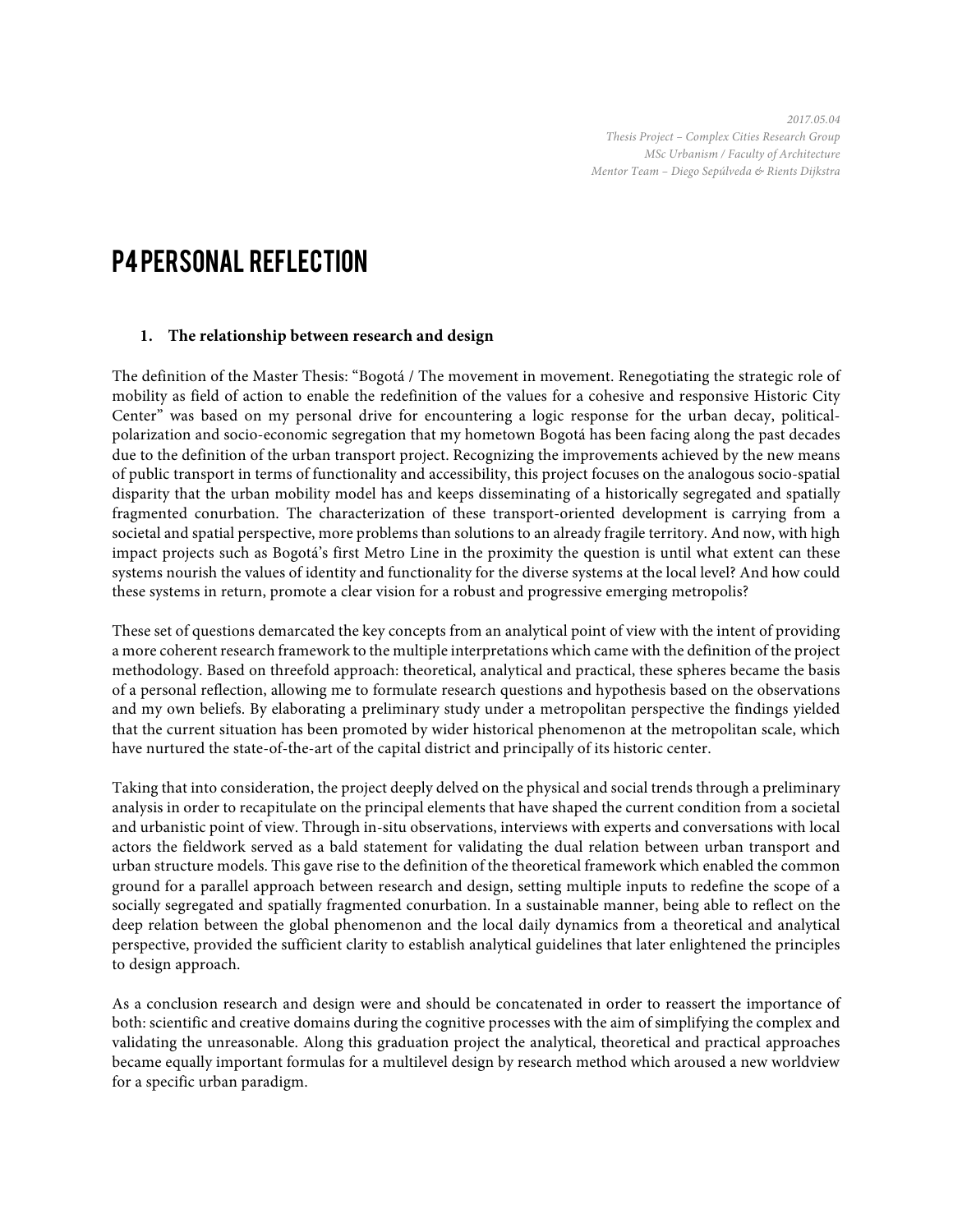*2017.05.04*
*Thesis Project – Complex Cities Research Group*
*MSc Urbanism / Faculty of Architecture*
*Mentor Team – Diego Sepúlveda & Rients Dijkstra*

# P4 PERSONAL REFLECTION

## 1. The relationship between research and design

The definition of the Master Thesis: "Bogotá / The movement in movement. Renegotiating the strategic role of mobility as field of action to enable the redefinition of the values for a cohesive and responsive Historic City Center" was based on my personal drive for encountering a logic response for the urban decay, political-polarization and socio-economic segregation that my hometown Bogotá has been facing along the past decades due to the definition of the urban transport project. Recognizing the improvements achieved by the new means of public transport in terms of functionality and accessibility, this project focuses on the analogous socio-spatial disparity that the urban mobility model has and keeps disseminating of a historically segregated and spatially fragmented conurbation. The characterization of these transport-oriented development is carrying from a societal and spatial perspective, more problems than solutions to an already fragile territory. And now, with high impact projects such as Bogotá's first Metro Line in the proximity the question is until what extent can these systems nourish the values of identity and functionality for the diverse systems at the local level? And how could these systems in return, promote a clear vision for a robust and progressive emerging metropolis?

These set of questions demarcated the key concepts from an analytical point of view with the intent of providing a more coherent research framework to the multiple interpretations which came with the definition of the project methodology. Based on threefold approach: theoretical, analytical and practical, these spheres became the basis of a personal reflection, allowing me to formulate research questions and hypothesis based on the observations and my own beliefs. By elaborating a preliminary study under a metropolitan perspective the findings yielded that the current situation has been promoted by wider historical phenomenon at the metropolitan scale, which have nurtured the state-of-the-art of the capital district and principally of its historic center.

Taking that into consideration, the project deeply delved on the physical and social trends through a preliminary analysis in order to recapitulate on the principal elements that have shaped the current condition from a societal and urbanistic point of view. Through in-situ observations, interviews with experts and conversations with local actors the fieldwork served as a bald statement for validating the dual relation between urban transport and urban structure models. This gave rise to the definition of the theoretical framework which enabled the common ground for a parallel approach between research and design, setting multiple inputs to redefine the scope of a socially segregated and spatially fragmented conurbation. In a sustainable manner, being able to reflect on the deep relation between the global phenomenon and the local daily dynamics from a theoretical and analytical perspective, provided the sufficient clarity to establish analytical guidelines that later enlightened the principles to design approach.

As a conclusion research and design were and should be concatenated in order to reassert the importance of both: scientific and creative domains during the cognitive processes with the aim of simplifying the complex and validating the unreasonable. Along this graduation project the analytical, theoretical and practical approaches became equally important formulas for a multilevel design by research method which aroused a new worldview for a specific urban paradigm.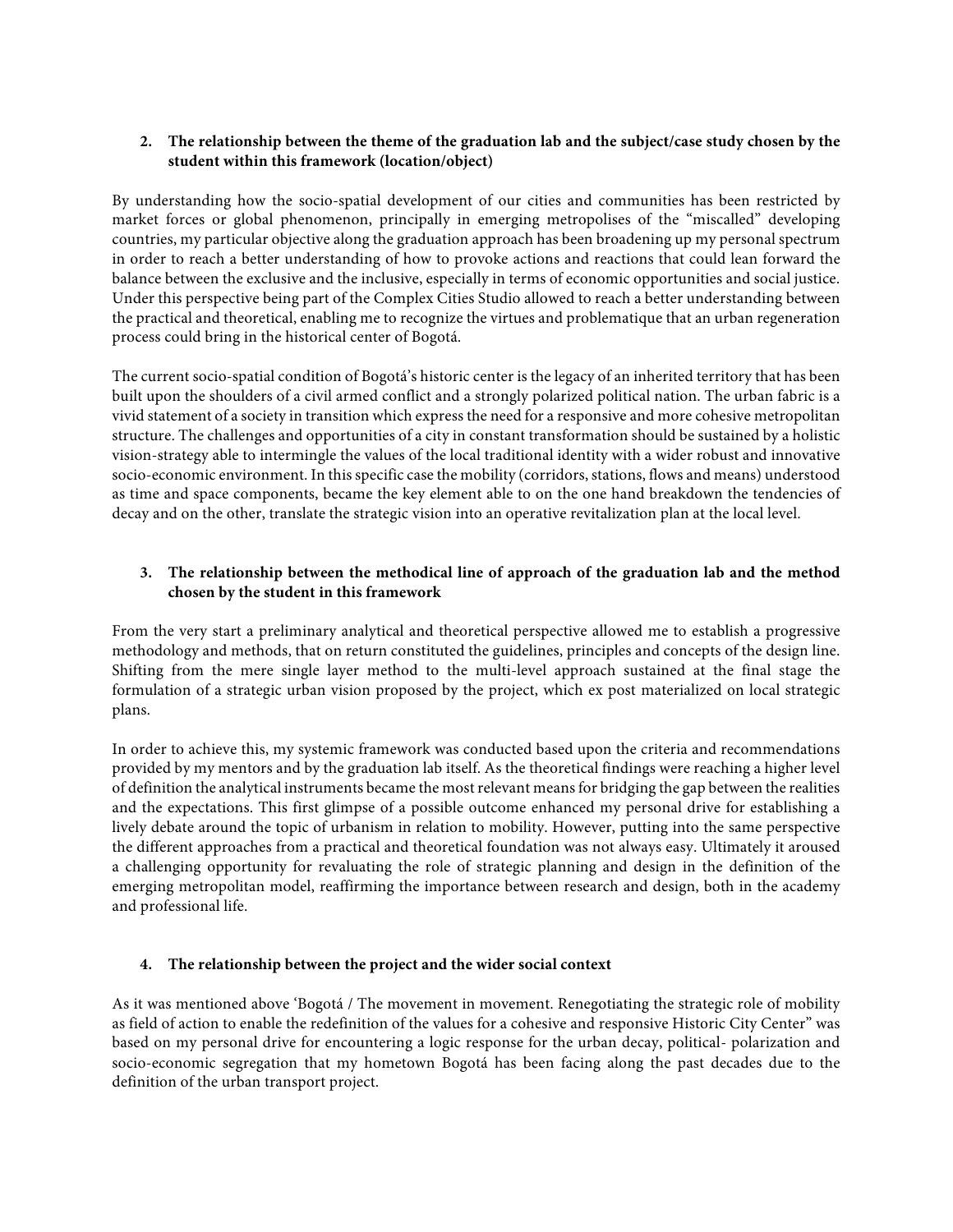2. **The relationship between the theme of the graduation lab and the subject/case study chosen by the student within this framework (location/object)**

By understanding how the socio-spatial development of our cities and communities has been restricted by market forces or global phenomenon, principally in emerging metropolises of the "miscalled" developing countries, my particular objective along the graduation approach has been broadening up my personal spectrum in order to reach a better understanding of how to provoke actions and reactions that could lean forward the balance between the exclusive and the inclusive, especially in terms of economic opportunities and social justice. Under this perspective being part of the Complex Cities Studio allowed to reach a better understanding between the practical and theoretical, enabling me to recognize the virtues and problematique that an urban regeneration process could bring in the historical center of Bogotá.

The current socio-spatial condition of Bogotá's historic center is the legacy of an inherited territory that has been built upon the shoulders of a civil armed conflict and a strongly polarized political nation. The urban fabric is a vivid statement of a society in transition which express the need for a responsive and more cohesive metropolitan structure. The challenges and opportunities of a city in constant transformation should be sustained by a holistic vision-strategy able to intermingle the values of the local traditional identity with a wider robust and innovative socio-economic environment. In this specific case the mobility (corridors, stations, flows and means) understood as time and space components, became the key element able to on the one hand breakdown the tendencies of decay and on the other, translate the strategic vision into an operative revitalization plan at the local level.

3. **The relationship between the methodical line of approach of the graduation lab and the method chosen by the student in this framework**

From the very start a preliminary analytical and theoretical perspective allowed me to establish a progressive methodology and methods, that on return constituted the guidelines, principles and concepts of the design line. Shifting from the mere single layer method to the multi-level approach sustained at the final stage the formulation of a strategic urban vision proposed by the project, which ex post materialized on local strategic plans.

In order to achieve this, my systemic framework was conducted based upon the criteria and recommendations provided by my mentors and by the graduation lab itself. As the theoretical findings were reaching a higher level of definition the analytical instruments became the most relevant means for bridging the gap between the realities and the expectations. This first glimpse of a possible outcome enhanced my personal drive for establishing a lively debate around the topic of urbanism in relation to mobility. However, putting into the same perspective the different approaches from a practical and theoretical foundation was not always easy. Ultimately it aroused a challenging opportunity for revaluating the role of strategic planning and design in the definition of the emerging metropolitan model, reaffirming the importance between research and design, both in the academy and professional life.

4. **The relationship between the project and the wider social context**

As it was mentioned above 'Bogotá / The movement in movement. Renegotiating the strategic role of mobility as field of action to enable the redefinition of the values for a cohesive and responsive Historic City Center" was based on my personal drive for encountering a logic response for the urban decay, political- polarization and socio-economic segregation that my hometown Bogotá has been facing along the past decades due to the definition of the urban transport project.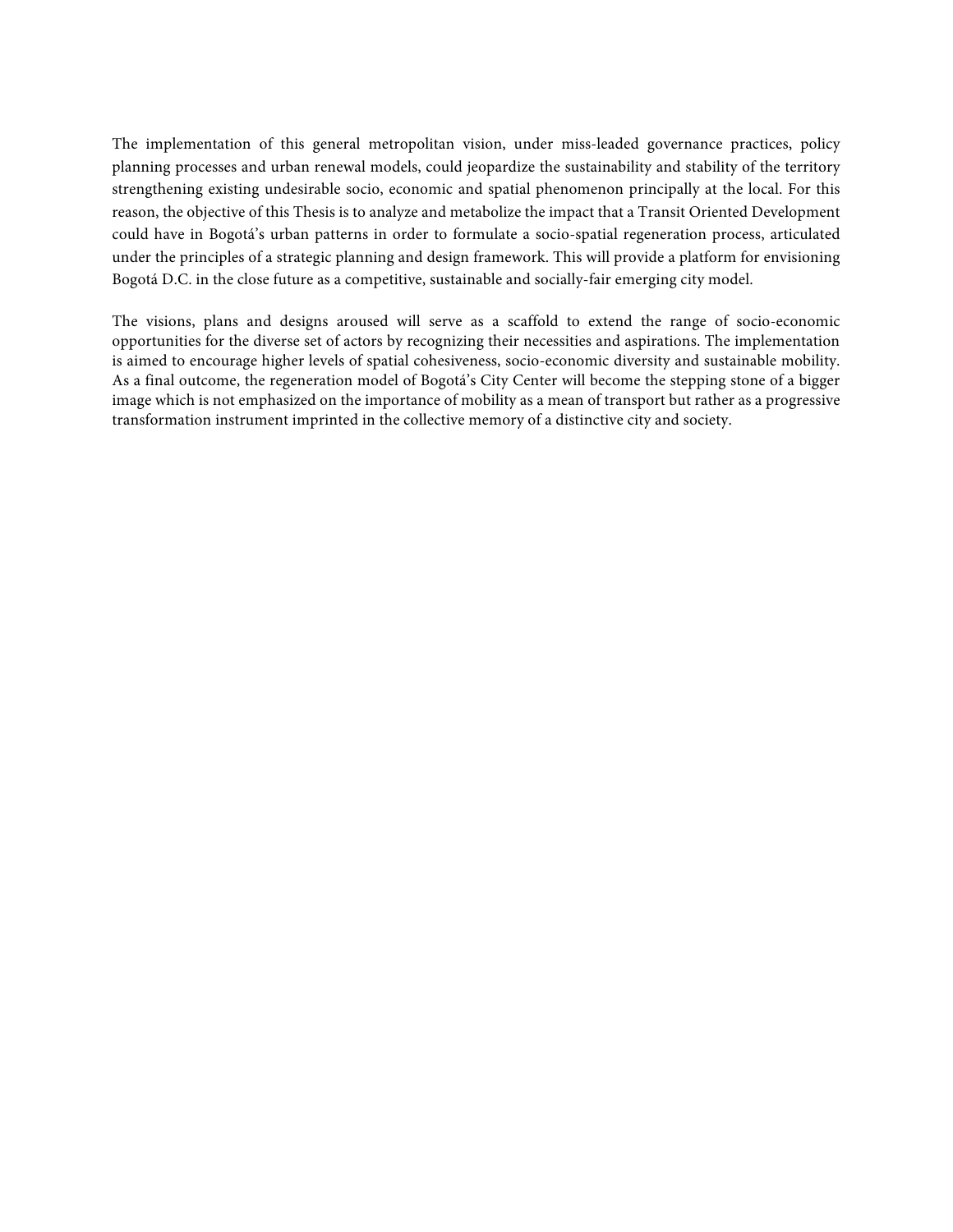The implementation of this general metropolitan vision, under miss-leaded governance practices, policy planning processes and urban renewal models, could jeopardize the sustainability and stability of the territory strengthening existing undesirable socio, economic and spatial phenomenon principally at the local. For this reason, the objective of this Thesis is to analyze and metabolize the impact that a Transit Oriented Development could have in Bogotá's urban patterns in order to formulate a socio-spatial regeneration process, articulated under the principles of a strategic planning and design framework. This will provide a platform for envisioning Bogotá D.C. in the close future as a competitive, sustainable and socially-fair emerging city model.

The visions, plans and designs aroused will serve as a scaffold to extend the range of socio-economic opportunities for the diverse set of actors by recognizing their necessities and aspirations. The implementation is aimed to encourage higher levels of spatial cohesiveness, socio-economic diversity and sustainable mobility. As a final outcome, the regeneration model of Bogotá's City Center will become the stepping stone of a bigger image which is not emphasized on the importance of mobility as a mean of transport but rather as a progressive transformation instrument imprinted in the collective memory of a distinctive city and society.